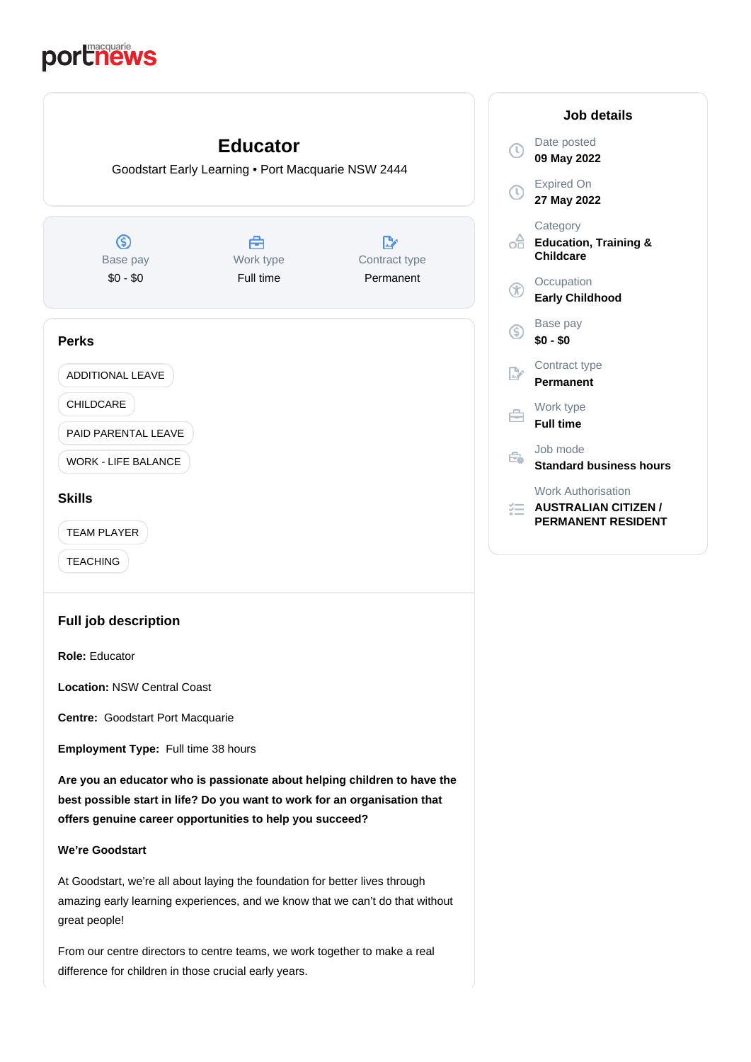portmacquarie news

# Educator

Goodstart Early Learning • Port Macquarie NSW 2444

| Base pay | Work type | Contract type |
| --- | --- | --- |
| $0 - $0 | Full time | Permanent |

## Perks

- ADDITIONAL LEAVE
- CHILDCARE
- PAID PARENTAL LEAVE
- WORK - LIFE BALANCE

## Skills

- TEAM PLAYER
- TEACHING

## Full job description

**Role:** Educator

**Location:** NSW Central Coast

**Centre:** Goodstart Port Macquarie

**Employment Type:** Full time 38 hours

**Are you an educator who is passionate about helping children to have the best possible start in life? Do you want to work for an organisation that offers genuine career opportunities to help you succeed?**

**We're Goodstart**

At Goodstart, we're all about laying the foundation for better lives through amazing early learning experiences, and we know that we can't do that without great people!

From our centre directors to centre teams, we work together to make a real difference for children in those crucial early years.

## Job details

Date posted
**09 May 2022**

Expired On
**27 May 2022**

Category
**Education, Training & Childcare**

Occupation
**Early Childhood**

Base pay
**$0 - $0**

Contract type
**Permanent**

Work type
**Full time**

Job mode
**Standard business hours**

Work Authorisation
**AUSTRALIAN CITIZEN / PERMANENT RESIDENT**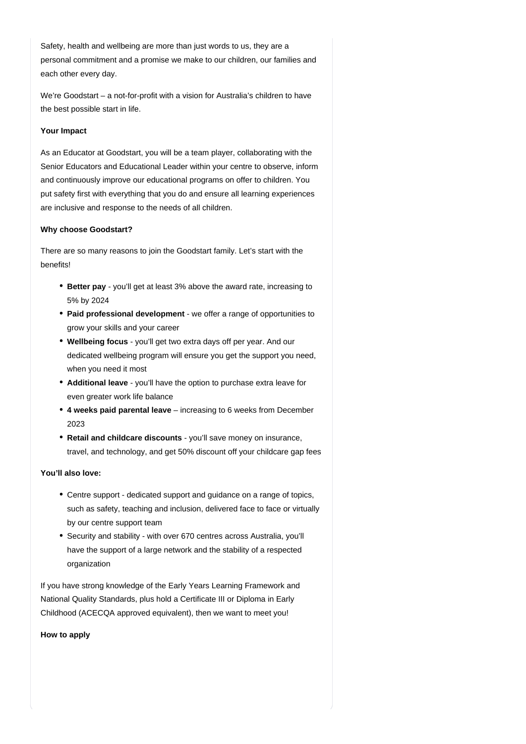Safety, health and wellbeing are more than just words to us, they are a personal commitment and a promise we make to our children, our families and each other every day.

We're Goodstart – a not-for-profit with a vision for Australia's children to have the best possible start in life.

**Your Impact**

As an Educator at Goodstart, you will be a team player, collaborating with the Senior Educators and Educational Leader within your centre to observe, inform and continuously improve our educational programs on offer to children. You put safety first with everything that you do and ensure all learning experiences are inclusive and response to the needs of all children.

**Why choose Goodstart?**

There are so many reasons to join the Goodstart family. Let's start with the benefits!

- **Better pay** - you'll get at least 3% above the award rate, increasing to 5% by 2024
- **Paid professional development** - we offer a range of opportunities to grow your skills and your career
- **Wellbeing focus** - you'll get two extra days off per year. And our dedicated wellbeing program will ensure you get the support you need, when you need it most
- **Additional leave** - you'll have the option to purchase extra leave for even greater work life balance
- **4 weeks paid parental leave** – increasing to 6 weeks from December 2023
- **Retail and childcare discounts** - you'll save money on insurance, travel, and technology, and get 50% discount off your childcare gap fees

**You'll also love:**

- Centre support - dedicated support and guidance on a range of topics, such as safety, teaching and inclusion, delivered face to face or virtually by our centre support team
- Security and stability - with over 670 centres across Australia, you'll have the support of a large network and the stability of a respected organization

If you have strong knowledge of the Early Years Learning Framework and National Quality Standards, plus hold a Certificate III or Diploma in Early Childhood (ACECQA approved equivalent), then we want to meet you!

**How to apply**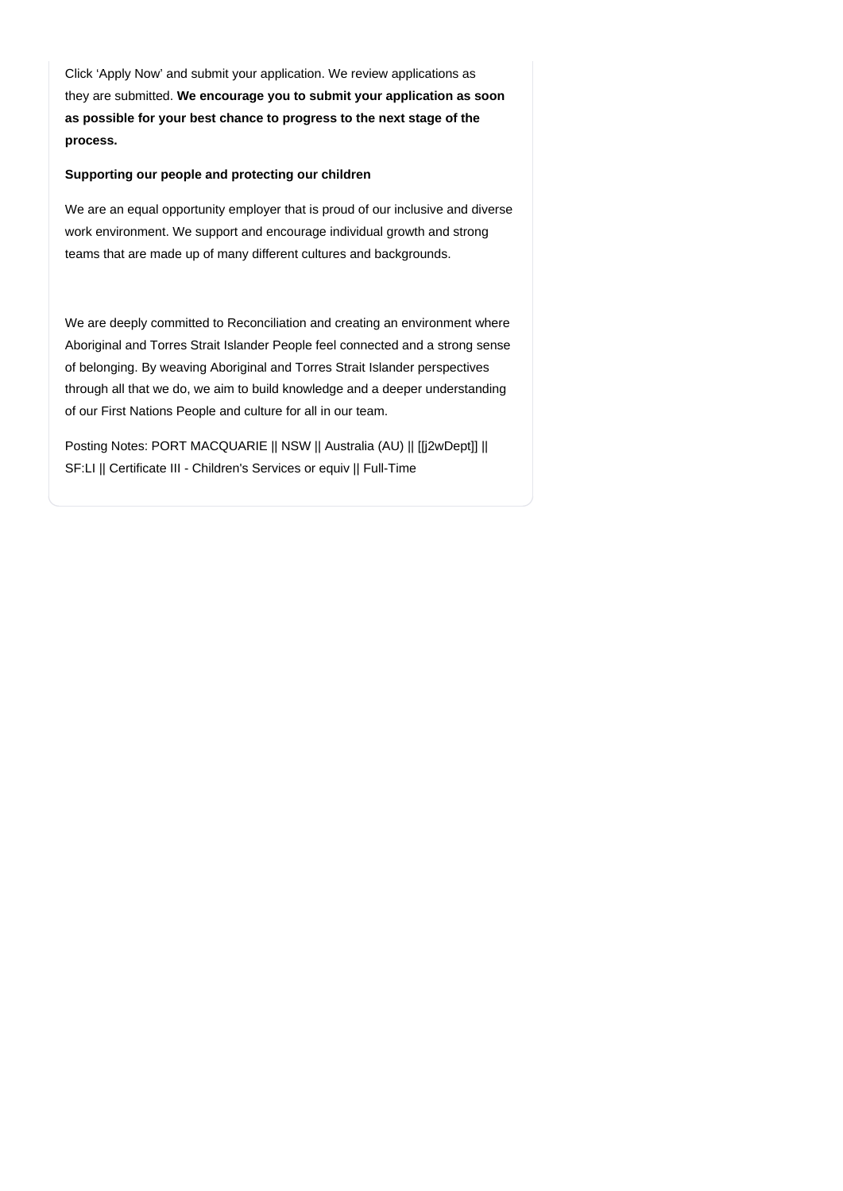Click 'Apply Now' and submit your application. We review applications as they are submitted. **We encourage you to submit your application as soon as possible for your best chance to progress to the next stage of the process.**

**Supporting our people and protecting our children**

We are an equal opportunity employer that is proud of our inclusive and diverse work environment. We support and encourage individual growth and strong teams that are made up of many different cultures and backgrounds.

We are deeply committed to Reconciliation and creating an environment where Aboriginal and Torres Strait Islander People feel connected and a strong sense of belonging. By weaving Aboriginal and Torres Strait Islander perspectives through all that we do, we aim to build knowledge and a deeper understanding of our First Nations People and culture for all in our team.

Posting Notes: PORT MACQUARIE || NSW || Australia (AU) || [[j2wDept]] || SF:LI || Certificate III - Children's Services or equiv || Full-Time